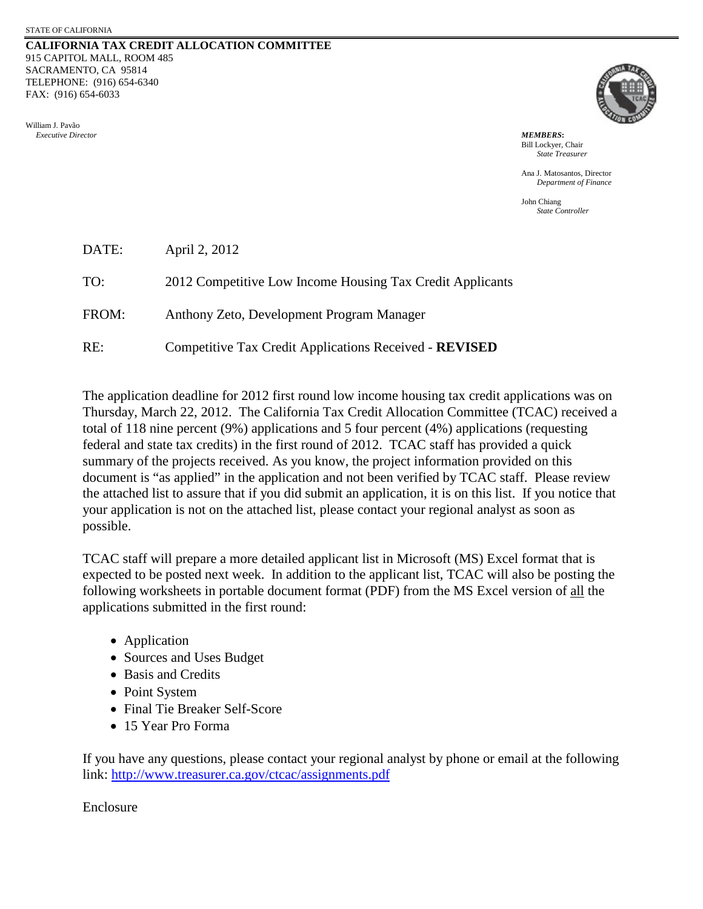STATE OF CALIFORNIA

**CALIFORNIA TAX CREDIT ALLOCATION COMMITTEE**
915 CAPITOL MALL, ROOM 485
SACRAMENTO, CA 95814
TELEPHONE: (916) 654-6340
FAX: (916) 654-6033

William J. Pavão
*Executive Director*

***MEMBERS:***
Bill Lockyer, Chair
*State Treasurer*

Ana J. Matosantos, Director
*Department of Finance*

John Chiang
*State Controller*

DATE: April 2, 2012

TO: 2012 Competitive Low Income Housing Tax Credit Applicants

FROM: Anthony Zeto, Development Program Manager

RE: Competitive Tax Credit Applications Received - **REVISED**

The application deadline for 2012 first round low income housing tax credit applications was on Thursday, March 22, 2012. The California Tax Credit Allocation Committee (TCAC) received a total of 118 nine percent (9%) applications and 5 four percent (4%) applications (requesting federal and state tax credits) in the first round of 2012. TCAC staff has provided a quick summary of the projects received. As you know, the project information provided on this document is "as applied" in the application and not been verified by TCAC staff. Please review the attached list to assure that if you did submit an application, it is on this list. If you notice that your application is not on the attached list, please contact your regional analyst as soon as possible.

TCAC staff will prepare a more detailed applicant list in Microsoft (MS) Excel format that is expected to be posted next week. In addition to the applicant list, TCAC will also be posting the following worksheets in portable document format (PDF) from the MS Excel version of <u>all</u> the applications submitted in the first round:

- Application
- Sources and Uses Budget
- Basis and Credits
- Point System
- Final Tie Breaker Self-Score
- 15 Year Pro Forma

If you have any questions, please contact your regional analyst by phone or email at the following link: http://www.treasurer.ca.gov/ctcac/assignments.pdf

Enclosure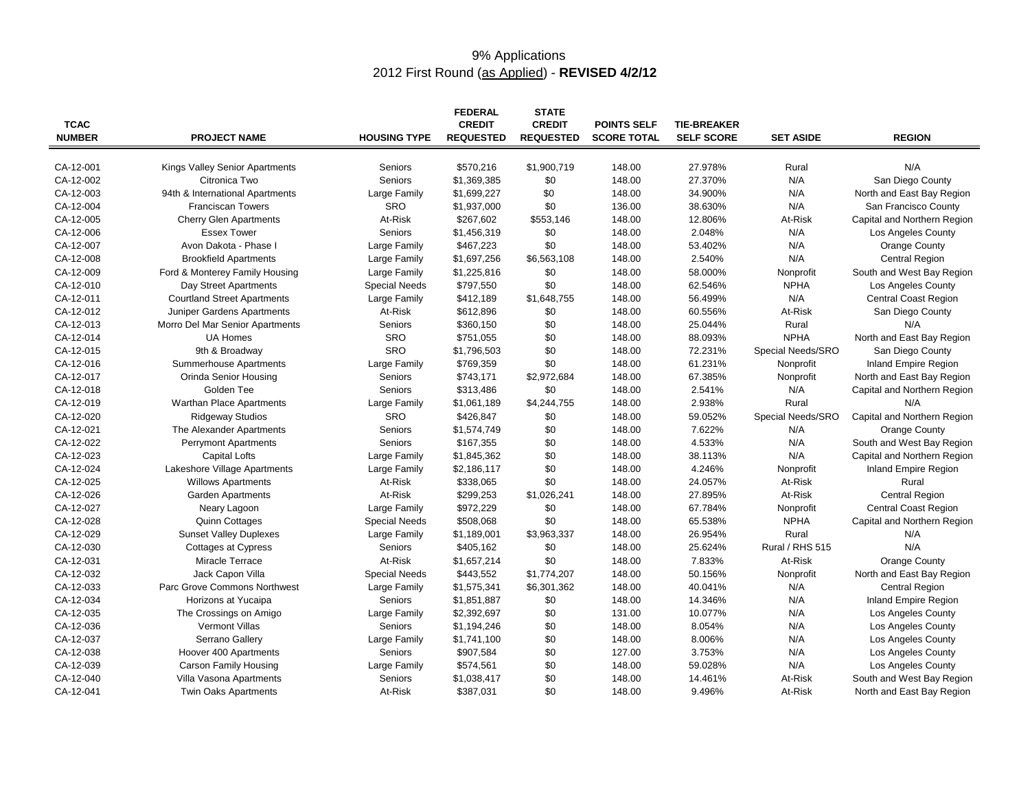# 9% Applications

## 2012 First Round (as Applied) - **REVISED 4/2/12**

| TCAC NUMBER | PROJECT NAME | HOUSING TYPE | FEDERAL CREDIT REQUESTED | STATE CREDIT REQUESTED | POINTS SELF SCORE TOTAL | TIE-BREAKER SELF SCORE | SET ASIDE | REGION |
|---|---|---|---|---|---|---|---|---|
| CA-12-001 | Kings Valley Senior Apartments | Seniors | $570,216 | $1,900,719 | 148.00 | 27.978% | Rural | N/A |
| CA-12-002 | Citronica Two | Seniors | $1,369,385 | $0 | 148.00 | 27.370% | N/A | San Diego County |
| CA-12-003 | 94th & International Apartments | Large Family | $1,699,227 | $0 | 148.00 | 34.900% | N/A | North and East Bay Region |
| CA-12-004 | Franciscan Towers | SRO | $1,937,000 | $0 | 136.00 | 38.630% | N/A | San Francisco County |
| CA-12-005 | Cherry Glen Apartments | At-Risk | $267,602 | $553,146 | 148.00 | 12.806% | At-Risk | Capital and Northern Region |
| CA-12-006 | Essex Tower | Seniors | $1,456,319 | $0 | 148.00 | 2.048% | N/A | Los Angeles County |
| CA-12-007 | Avon Dakota - Phase I | Large Family | $467,223 | $0 | 148.00 | 53.402% | N/A | Orange County |
| CA-12-008 | Brookfield Apartments | Large Family | $1,697,256 | $6,563,108 | 148.00 | 2.540% | N/A | Central Region |
| CA-12-009 | Ford & Monterey Family Housing | Large Family | $1,225,816 | $0 | 148.00 | 58.000% | Nonprofit | South and West Bay Region |
| CA-12-010 | Day Street Apartments | Special Needs | $797,550 | $0 | 148.00 | 62.546% | NPHA | Los Angeles County |
| CA-12-011 | Courtland Street Apartments | Large Family | $412,189 | $1,648,755 | 148.00 | 56.499% | N/A | Central Coast Region |
| CA-12-012 | Juniper Gardens Apartments | At-Risk | $612,896 | $0 | 148.00 | 60.556% | At-Risk | San Diego County |
| CA-12-013 | Morro Del Mar Senior Apartments | Seniors | $360,150 | $0 | 148.00 | 25.044% | Rural | N/A |
| CA-12-014 | UA Homes | SRO | $751,055 | $0 | 148.00 | 88.093% | NPHA | North and East Bay Region |
| CA-12-015 | 9th & Broadway | SRO | $1,796,503 | $0 | 148.00 | 72.231% | Special Needs/SRO | San Diego County |
| CA-12-016 | Summerhouse Apartments | Large Family | $769,359 | $0 | 148.00 | 61.231% | Nonprofit | Inland Empire Region |
| CA-12-017 | Orinda Senior Housing | Seniors | $743,171 | $2,972,684 | 148.00 | 67.385% | Nonprofit | North and East Bay Region |
| CA-12-018 | Golden Tee | Seniors | $313,486 | $0 | 148.00 | 2.541% | N/A | Capital and Northern Region |
| CA-12-019 | Warthan Place Apartments | Large Family | $1,061,189 | $4,244,755 | 148.00 | 2.938% | Rural | N/A |
| CA-12-020 | Ridgeway Studios | SRO | $426,847 | $0 | 148.00 | 59.052% | Special Needs/SRO | Capital and Northern Region |
| CA-12-021 | The Alexander Apartments | Seniors | $1,574,749 | $0 | 148.00 | 7.622% | N/A | Orange County |
| CA-12-022 | Perrymont Apartments | Seniors | $167,355 | $0 | 148.00 | 4.533% | N/A | South and West Bay Region |
| CA-12-023 | Capital Lofts | Large Family | $1,845,362 | $0 | 148.00 | 38.113% | N/A | Capital and Northern Region |
| CA-12-024 | Lakeshore Village Apartments | Large Family | $2,186,117 | $0 | 148.00 | 4.246% | Nonprofit | Inland Empire Region |
| CA-12-025 | Willows Apartments | At-Risk | $338,065 | $0 | 148.00 | 24.057% | At-Risk | Rural |
| CA-12-026 | Garden Apartments | At-Risk | $299,253 | $1,026,241 | 148.00 | 27.895% | At-Risk | Central Region |
| CA-12-027 | Neary Lagoon | Large Family | $972,229 | $0 | 148.00 | 67.784% | Nonprofit | Central Coast Region |
| CA-12-028 | Quinn Cottages | Special Needs | $508,068 | $0 | 148.00 | 65.538% | NPHA | Capital and Northern Region |
| CA-12-029 | Sunset Valley Duplexes | Large Family | $1,189,001 | $3,963,337 | 148.00 | 26.954% | Rural | N/A |
| CA-12-030 | Cottages at Cypress | Seniors | $405,162 | $0 | 148.00 | 25.624% | Rural / RHS 515 | N/A |
| CA-12-031 | Miracle Terrace | At-Risk | $1,657,214 | $0 | 148.00 | 7.833% | At-Risk | Orange County |
| CA-12-032 | Jack Capon Villa | Special Needs | $443,552 | $1,774,207 | 148.00 | 50.156% | Nonprofit | North and East Bay Region |
| CA-12-033 | Parc Grove Commons Northwest | Large Family | $1,575,341 | $6,301,362 | 148.00 | 40.041% | N/A | Central Region |
| CA-12-034 | Horizons at Yucaipa | Seniors | $1,851,887 | $0 | 148.00 | 14.346% | N/A | Inland Empire Region |
| CA-12-035 | The Crossings on Amigo | Large Family | $2,392,697 | $0 | 131.00 | 10.077% | N/A | Los Angeles County |
| CA-12-036 | Vermont Villas | Seniors | $1,194,246 | $0 | 148.00 | 8.054% | N/A | Los Angeles County |
| CA-12-037 | Serrano Gallery | Large Family | $1,741,100 | $0 | 148.00 | 8.006% | N/A | Los Angeles County |
| CA-12-038 | Hoover 400 Apartments | Seniors | $907,584 | $0 | 127.00 | 3.753% | N/A | Los Angeles County |
| CA-12-039 | Carson Family Housing | Large Family | $574,561 | $0 | 148.00 | 59.028% | N/A | Los Angeles County |
| CA-12-040 | Villa Vasona Apartments | Seniors | $1,038,417 | $0 | 148.00 | 14.461% | At-Risk | South and West Bay Region |
| CA-12-041 | Twin Oaks Apartments | At-Risk | $387,031 | $0 | 148.00 | 9.496% | At-Risk | North and East Bay Region |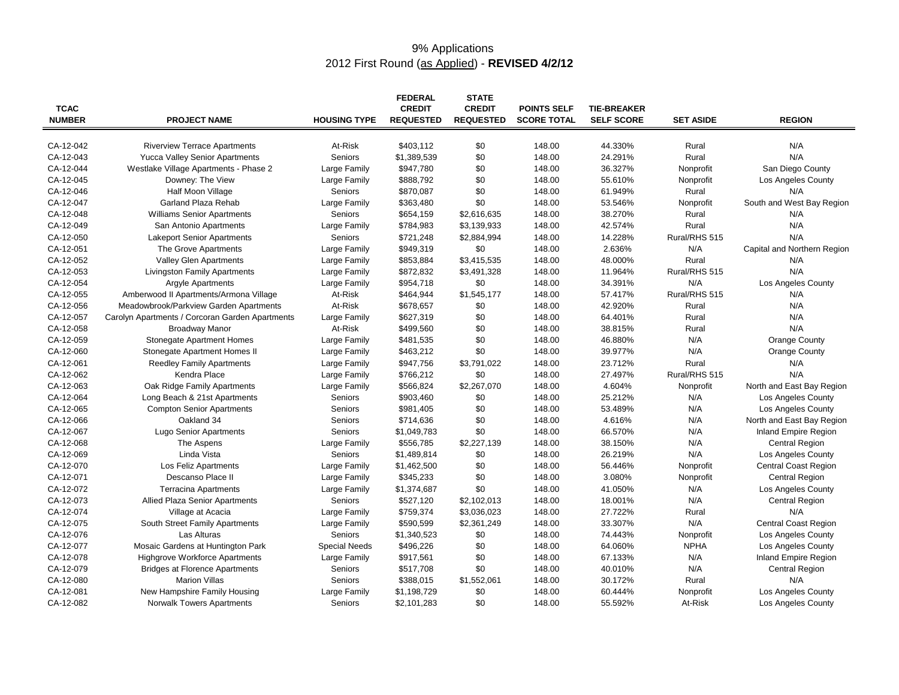# 9% Applications

## 2012 First Round (as Applied) - **REVISED 4/2/12**

| TCAC NUMBER | PROJECT NAME | HOUSING TYPE | FEDERAL CREDIT REQUESTED | STATE CREDIT REQUESTED | POINTS SELF SCORE TOTAL | TIE-BREAKER SELF SCORE | SET ASIDE | REGION |
|---|---|---|---|---|---|---|---|---|
| CA-12-042 | Riverview Terrace Apartments | At-Risk | $403,112 | $0 | 148.00 | 44.330% | Rural | N/A |
| CA-12-043 | Yucca Valley Senior Apartments | Seniors | $1,389,539 | $0 | 148.00 | 24.291% | Rural | N/A |
| CA-12-044 | Westlake Village Apartments - Phase 2 | Large Family | $947,780 | $0 | 148.00 | 36.327% | Nonprofit | San Diego County |
| CA-12-045 | Downey: The View | Large Family | $888,792 | $0 | 148.00 | 55.610% | Nonprofit | Los Angeles County |
| CA-12-046 | Half Moon Village | Seniors | $870,087 | $0 | 148.00 | 61.949% | Rural | N/A |
| CA-12-047 | Garland Plaza Rehab | Large Family | $363,480 | $0 | 148.00 | 53.546% | Nonprofit | South and West Bay Region |
| CA-12-048 | Williams Senior Apartments | Seniors | $654,159 | $2,616,635 | 148.00 | 38.270% | Rural | N/A |
| CA-12-049 | San Antonio Apartments | Large Family | $784,983 | $3,139,933 | 148.00 | 42.574% | Rural | N/A |
| CA-12-050 | Lakeport Senior Apartments | Seniors | $721,248 | $2,884,994 | 148.00 | 14.228% | Rural/RHS 515 | N/A |
| CA-12-051 | The Grove Apartments | Large Family | $949,319 | $0 | 148.00 | 2.636% | N/A | Capital and Northern Region |
| CA-12-052 | Valley Glen Apartments | Large Family | $853,884 | $3,415,535 | 148.00 | 48.000% | Rural | N/A |
| CA-12-053 | Livingston Family Apartments | Large Family | $872,832 | $3,491,328 | 148.00 | 11.964% | Rural/RHS 515 | N/A |
| CA-12-054 | Argyle Apartments | Large Family | $954,718 | $0 | 148.00 | 34.391% | N/A | Los Angeles County |
| CA-12-055 | Amberwood II Apartments/Armona Village | At-Risk | $464,944 | $1,545,177 | 148.00 | 57.417% | Rural/RHS 515 | N/A |
| CA-12-056 | Meadowbrook/Parkview Garden Apartments | At-Risk | $678,657 | $0 | 148.00 | 42.920% | Rural | N/A |
| CA-12-057 | Carolyn Apartments / Corcoran Garden Apartments | Large Family | $627,319 | $0 | 148.00 | 64.401% | Rural | N/A |
| CA-12-058 | Broadway Manor | At-Risk | $499,560 | $0 | 148.00 | 38.815% | Rural | N/A |
| CA-12-059 | Stonegate Apartment Homes | Large Family | $481,535 | $0 | 148.00 | 46.880% | N/A | Orange County |
| CA-12-060 | Stonegate Apartment Homes II | Large Family | $463,212 | $0 | 148.00 | 39.977% | N/A | Orange County |
| CA-12-061 | Reedley Family Apartments | Large Family | $947,756 | $3,791,022 | 148.00 | 23.712% | Rural | N/A |
| CA-12-062 | Kendra Place | Large Family | $766,212 | $0 | 148.00 | 27.497% | Rural/RHS 515 | N/A |
| CA-12-063 | Oak Ridge Family Apartments | Large Family | $566,824 | $2,267,070 | 148.00 | 4.604% | Nonprofit | North and East Bay Region |
| CA-12-064 | Long Beach & 21st Apartments | Seniors | $903,460 | $0 | 148.00 | 25.212% | N/A | Los Angeles County |
| CA-12-065 | Compton Senior Apartments | Seniors | $981,405 | $0 | 148.00 | 53.489% | N/A | Los Angeles County |
| CA-12-066 | Oakland 34 | Seniors | $714,636 | $0 | 148.00 | 4.616% | N/A | North and East Bay Region |
| CA-12-067 | Lugo Senior Apartments | Seniors | $1,049,783 | $0 | 148.00 | 66.570% | N/A | Inland Empire Region |
| CA-12-068 | The Aspens | Large Family | $556,785 | $2,227,139 | 148.00 | 38.150% | N/A | Central Region |
| CA-12-069 | Linda Vista | Seniors | $1,489,814 | $0 | 148.00 | 26.219% | N/A | Los Angeles County |
| CA-12-070 | Los Feliz Apartments | Large Family | $1,462,500 | $0 | 148.00 | 56.446% | Nonprofit | Central Coast Region |
| CA-12-071 | Descanso Place II | Large Family | $345,233 | $0 | 148.00 | 3.080% | Nonprofit | Central Region |
| CA-12-072 | Terracina Apartments | Large Family | $1,374,687 | $0 | 148.00 | 41.050% | N/A | Los Angeles County |
| CA-12-073 | Allied Plaza Senior Apartments | Seniors | $527,120 | $2,102,013 | 148.00 | 18.001% | N/A | Central Region |
| CA-12-074 | Village at Acacia | Large Family | $759,374 | $3,036,023 | 148.00 | 27.722% | Rural | N/A |
| CA-12-075 | South Street Family Apartments | Large Family | $590,599 | $2,361,249 | 148.00 | 33.307% | N/A | Central Coast Region |
| CA-12-076 | Las Alturas | Seniors | $1,340,523 | $0 | 148.00 | 74.443% | Nonprofit | Los Angeles County |
| CA-12-077 | Mosaic Gardens at Huntington Park | Special Needs | $496,226 | $0 | 148.00 | 64.060% | NPHA | Los Angeles County |
| CA-12-078 | Highgrove Workforce Apartments | Large Family | $917,561 | $0 | 148.00 | 67.133% | N/A | Inland Empire Region |
| CA-12-079 | Bridges at Florence Apartments | Seniors | $517,708 | $0 | 148.00 | 40.010% | N/A | Central Region |
| CA-12-080 | Marion Villas | Seniors | $388,015 | $1,552,061 | 148.00 | 30.172% | Rural | N/A |
| CA-12-081 | New Hampshire Family Housing | Large Family | $1,198,729 | $0 | 148.00 | 60.444% | Nonprofit | Los Angeles County |
| CA-12-082 | Norwalk Towers Apartments | Seniors | $2,101,283 | $0 | 148.00 | 55.592% | At-Risk | Los Angeles County |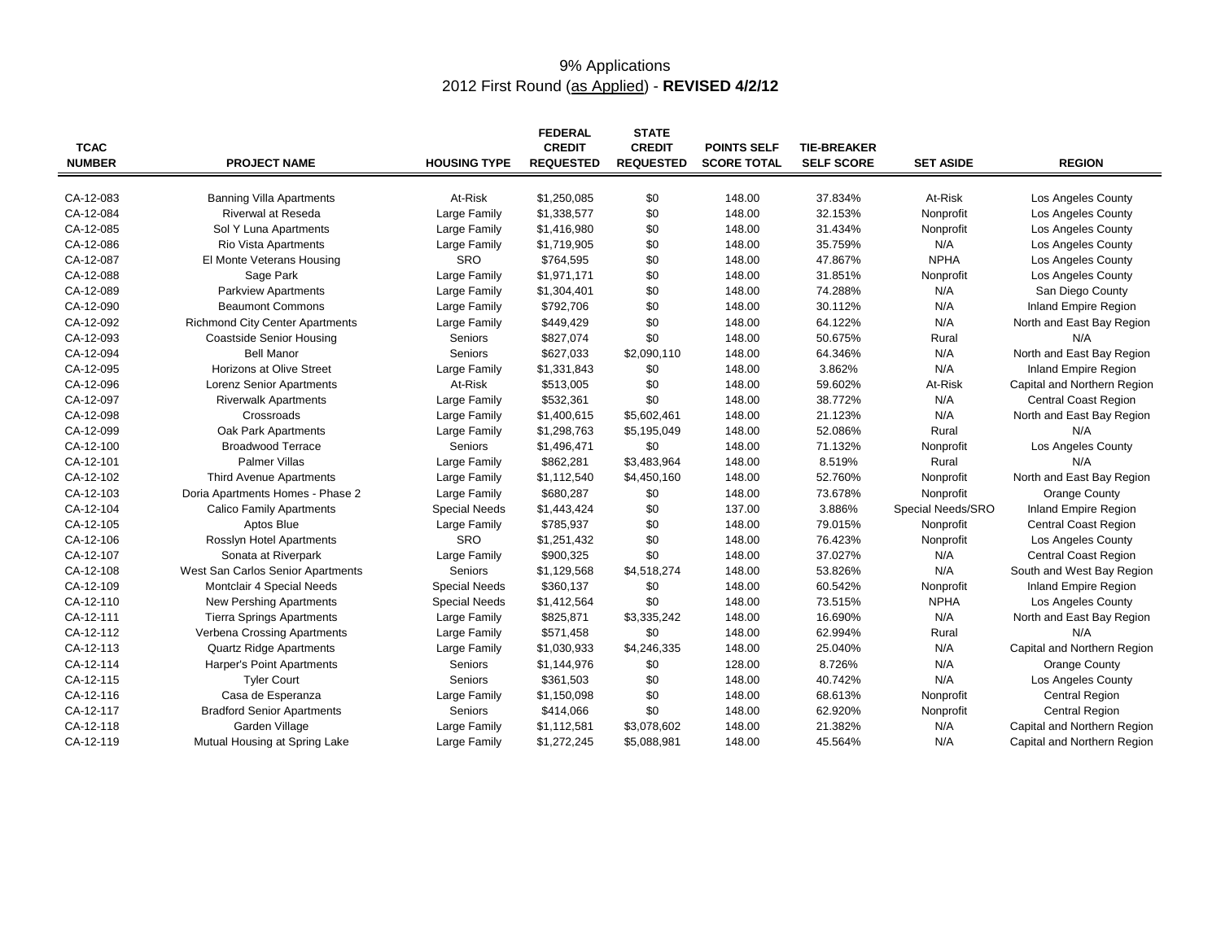# 9% Applications

## 2012 First Round (as Applied) - **REVISED 4/2/12**

| TCAC NUMBER | PROJECT NAME | HOUSING TYPE | FEDERAL CREDIT REQUESTED | STATE CREDIT REQUESTED | POINTS SELF SCORE TOTAL | TIE-BREAKER SELF SCORE | SET ASIDE | REGION |
|---|---|---|---|---|---|---|---|---|
| CA-12-083 | Banning Villa Apartments | At-Risk | $1,250,085 | $0 | 148.00 | 37.834% | At-Risk | Los Angeles County |
| CA-12-084 | Riverwal at Reseda | Large Family | $1,338,577 | $0 | 148.00 | 32.153% | Nonprofit | Los Angeles County |
| CA-12-085 | Sol Y Luna Apartments | Large Family | $1,416,980 | $0 | 148.00 | 31.434% | Nonprofit | Los Angeles County |
| CA-12-086 | Rio Vista Apartments | Large Family | $1,719,905 | $0 | 148.00 | 35.759% | N/A | Los Angeles County |
| CA-12-087 | El Monte Veterans Housing | SRO | $764,595 | $0 | 148.00 | 47.867% | NPHA | Los Angeles County |
| CA-12-088 | Sage Park | Large Family | $1,971,171 | $0 | 148.00 | 31.851% | Nonprofit | Los Angeles County |
| CA-12-089 | Parkview Apartments | Large Family | $1,304,401 | $0 | 148.00 | 74.288% | N/A | San Diego County |
| CA-12-090 | Beaumont Commons | Large Family | $792,706 | $0 | 148.00 | 30.112% | N/A | Inland Empire Region |
| CA-12-092 | Richmond City Center Apartments | Large Family | $449,429 | $0 | 148.00 | 64.122% | N/A | North and East Bay Region |
| CA-12-093 | Coastside Senior Housing | Seniors | $827,074 | $0 | 148.00 | 50.675% | Rural | N/A |
| CA-12-094 | Bell Manor | Seniors | $627,033 | $2,090,110 | 148.00 | 64.346% | N/A | North and East Bay Region |
| CA-12-095 | Horizons at Olive Street | Large Family | $1,331,843 | $0 | 148.00 | 3.862% | N/A | Inland Empire Region |
| CA-12-096 | Lorenz Senior Apartments | At-Risk | $513,005 | $0 | 148.00 | 59.602% | At-Risk | Capital and Northern Region |
| CA-12-097 | Riverwalk Apartments | Large Family | $532,361 | $0 | 148.00 | 38.772% | N/A | Central Coast Region |
| CA-12-098 | Crossroads | Large Family | $1,400,615 | $5,602,461 | 148.00 | 21.123% | N/A | North and East Bay Region |
| CA-12-099 | Oak Park Apartments | Large Family | $1,298,763 | $5,195,049 | 148.00 | 52.086% | Rural | N/A |
| CA-12-100 | Broadwood Terrace | Seniors | $1,496,471 | $0 | 148.00 | 71.132% | Nonprofit | Los Angeles County |
| CA-12-101 | Palmer Villas | Large Family | $862,281 | $3,483,964 | 148.00 | 8.519% | Rural | N/A |
| CA-12-102 | Third Avenue Apartments | Large Family | $1,112,540 | $4,450,160 | 148.00 | 52.760% | Nonprofit | North and East Bay Region |
| CA-12-103 | Doria Apartments Homes - Phase 2 | Large Family | $680,287 | $0 | 148.00 | 73.678% | Nonprofit | Orange County |
| CA-12-104 | Calico Family Apartments | Special Needs | $1,443,424 | $0 | 137.00 | 3.886% | Special Needs/SRO | Inland Empire Region |
| CA-12-105 | Aptos Blue | Large Family | $785,937 | $0 | 148.00 | 79.015% | Nonprofit | Central Coast Region |
| CA-12-106 | Rosslyn Hotel Apartments | SRO | $1,251,432 | $0 | 148.00 | 76.423% | Nonprofit | Los Angeles County |
| CA-12-107 | Sonata at Riverpark | Large Family | $900,325 | $0 | 148.00 | 37.027% | N/A | Central Coast Region |
| CA-12-108 | West San Carlos Senior Apartments | Seniors | $1,129,568 | $4,518,274 | 148.00 | 53.826% | N/A | South and West Bay Region |
| CA-12-109 | Montclair 4 Special Needs | Special Needs | $360,137 | $0 | 148.00 | 60.542% | Nonprofit | Inland Empire Region |
| CA-12-110 | New Pershing Apartments | Special Needs | $1,412,564 | $0 | 148.00 | 73.515% | NPHA | Los Angeles County |
| CA-12-111 | Tierra Springs Apartments | Large Family | $825,871 | $3,335,242 | 148.00 | 16.690% | N/A | North and East Bay Region |
| CA-12-112 | Verbena Crossing Apartments | Large Family | $571,458 | $0 | 148.00 | 62.994% | Rural | N/A |
| CA-12-113 | Quartz Ridge Apartments | Large Family | $1,030,933 | $4,246,335 | 148.00 | 25.040% | N/A | Capital and Northern Region |
| CA-12-114 | Harper's Point Apartments | Seniors | $1,144,976 | $0 | 128.00 | 8.726% | N/A | Orange County |
| CA-12-115 | Tyler Court | Seniors | $361,503 | $0 | 148.00 | 40.742% | N/A | Los Angeles County |
| CA-12-116 | Casa de Esperanza | Large Family | $1,150,098 | $0 | 148.00 | 68.613% | Nonprofit | Central Region |
| CA-12-117 | Bradford Senior Apartments | Seniors | $414,066 | $0 | 148.00 | 62.920% | Nonprofit | Central Region |
| CA-12-118 | Garden Village | Large Family | $1,112,581 | $3,078,602 | 148.00 | 21.382% | N/A | Capital and Northern Region |
| CA-12-119 | Mutual Housing at Spring Lake | Large Family | $1,272,245 | $5,088,981 | 148.00 | 45.564% | N/A | Capital and Northern Region |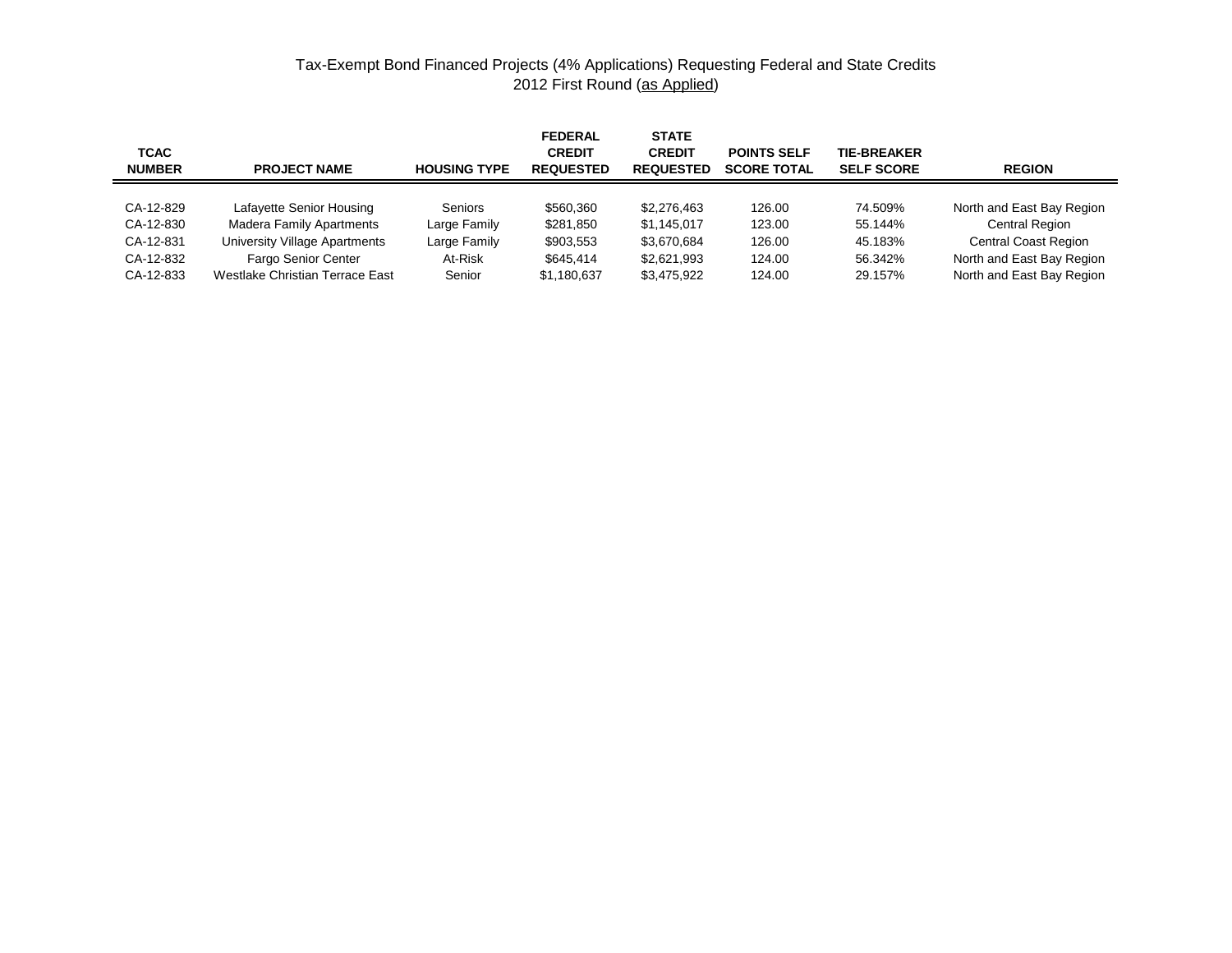Tax-Exempt Bond Financed Projects (4% Applications) Requesting Federal and State Credits
2012 First Round (as Applied)

| TCAC NUMBER | PROJECT NAME | HOUSING TYPE | FEDERAL CREDIT REQUESTED | STATE CREDIT REQUESTED | POINTS SELF SCORE TOTAL | TIE-BREAKER SELF SCORE | REGION |
|---|---|---|---|---|---|---|---|
| CA-12-829 | Lafayette Senior Housing | Seniors | $560,360 | $2,276,463 | 126.00 | 74.509% | North and East Bay Region |
| CA-12-830 | Madera Family Apartments | Large Family | $281,850 | $1,145,017 | 123.00 | 55.144% | Central Region |
| CA-12-831 | University Village Apartments | Large Family | $903,553 | $3,670,684 | 126.00 | 45.183% | Central Coast Region |
| CA-12-832 | Fargo Senior Center | At-Risk | $645,414 | $2,621,993 | 124.00 | 56.342% | North and East Bay Region |
| CA-12-833 | Westlake Christian Terrace East | Senior | $1,180,637 | $3,475,922 | 124.00 | 29.157% | North and East Bay Region |